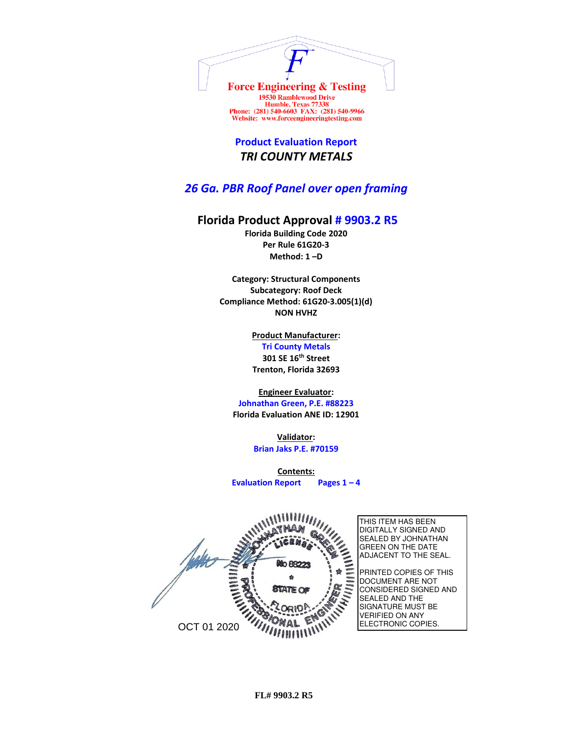Force Engineering & Testing
19530 Ramblewood Drive
Humble, Texas 77338
Phone: (281) 540-6603 FAX: (281) 540-9966
Website: www.forceengineeringtesting.com

## Product Evaluation Report

### *TRI COUNTY METALS*

## *26 Ga. PBR Roof Panel over open framing*

## Florida Product Approval # 9903.2 R5

**Florida Building Code 2020**
**Per Rule 61G20-3**
**Method: 1 –D**

**Category: Structural Components**
**Subcategory: Roof Deck**
**Compliance Method: 61G20-3.005(1)(d)**
**NON HVHZ**

**Product Manufacturer:**
**Tri County Metals**
**301 SE 16th Street**
**Trenton, Florida 32693**

**Engineer Evaluator:**
**Johnathan Green, P.E. #88223**
**Florida Evaluation ANE ID: 12901**

**Validator:**
**Brian Jaks P.E. #70159**

**Contents:**
**Evaluation Report Pages 1 – 4**

JOHNATHAN GREEN LICENSE No 88223 STATE OF FLORIDA PROFESSIONAL ENGINEER

OCT 01 2020

THIS ITEM HAS BEEN DIGITALLY SIGNED AND SEALED BY JOHNATHAN GREEN ON THE DATE ADJACENT TO THE SEAL.

PRINTED COPIES OF THIS DOCUMENT ARE NOT CONSIDERED SIGNED AND SEALED AND THE SIGNATURE MUST BE VERIFIED ON ANY ELECTRONIC COPIES.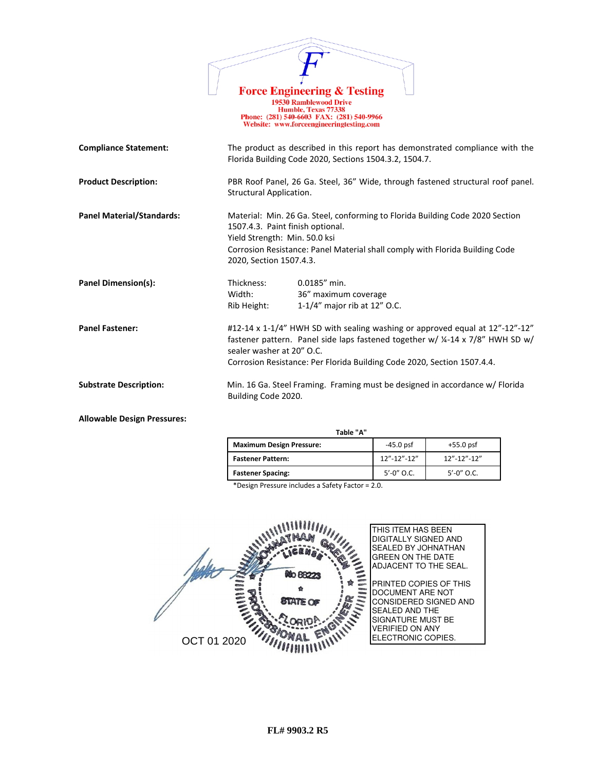**Force Engineering & Testing**
19530 Ramblewood Drive
Humble, Texas 77338
Phone: (281) 540-6603 FAX: (281) 540-9966
Website: www.forceengineeringtesting.com

**Compliance Statement:** The product as described in this report has demonstrated compliance with the Florida Building Code 2020, Sections 1504.3.2, 1504.7.

**Product Description:** PBR Roof Panel, 26 Ga. Steel, 36" Wide, through fastened structural roof panel. Structural Application.

**Panel Material/Standards:** Material: Min. 26 Ga. Steel, conforming to Florida Building Code 2020 Section 1507.4.3. Paint finish optional.
Yield Strength: Min. 50.0 ksi
Corrosion Resistance: Panel Material shall comply with Florida Building Code 2020, Section 1507.4.3.

**Panel Dimension(s):**
Thickness: 0.0185" min.
Width: 36" maximum coverage
Rib Height: 1-1/4" major rib at 12" O.C.

**Panel Fastener:** #12-14 x 1-1/4" HWH SD with sealing washing or approved equal at 12"-12"-12" fastener pattern. Panel side laps fastened together w/ ¼-14 x 7/8" HWH SD w/ sealer washer at 20" O.C.
Corrosion Resistance: Per Florida Building Code 2020, Section 1507.4.4.

**Substrate Description:** Min. 16 Ga. Steel Framing. Framing must be designed in accordance w/ Florida Building Code 2020.

**Allowable Design Pressures:**

Table "A"

| **Maximum Design Pressure:** | -45.0 psf | +55.0 psf |
|---|---|---|
| **Fastener Pattern:** | 12"-12"-12" | 12"-12"-12" |
| **Fastener Spacing:** | 5'-0" O.C. | 5'-0" O.C. |

*Design Pressure includes a Safety Factor = 2.0.

JOHNATHAN GREEN LICENSE No 88223 STATE OF FLORIDA PROFESSIONAL ENGINEER

OCT 01 2020

THIS ITEM HAS BEEN DIGITALLY SIGNED AND SEALED BY JOHNATHAN GREEN ON THE DATE ADJACENT TO THE SEAL.

PRINTED COPIES OF THIS DOCUMENT ARE NOT CONSIDERED SIGNED AND SEALED AND THE SIGNATURE MUST BE VERIFIED ON ANY ELECTRONIC COPIES.

**FL# 9903.2 R5**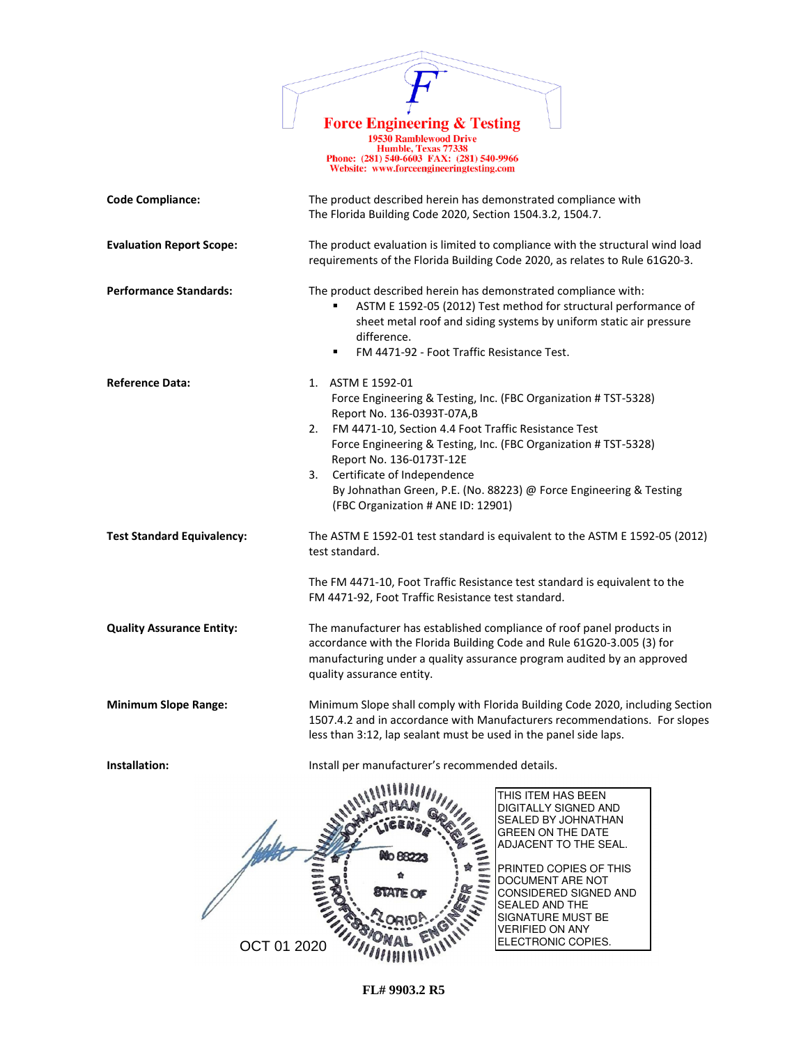**Force Engineering & Testing**
19530 Ramblewood Drive
Humble, Texas 77338
Phone: (281) 540-6603 FAX: (281) 540-9966
Website: www.forceengineeringtesting.com

**Code Compliance:** The product described herein has demonstrated compliance with The Florida Building Code 2020, Section 1504.3.2, 1504.7.

**Evaluation Report Scope:** The product evaluation is limited to compliance with the structural wind load requirements of the Florida Building Code 2020, as relates to Rule 61G20-3.

**Performance Standards:** The product described herein has demonstrated compliance with:

- ASTM E 1592-05 (2012) Test method for structural performance of sheet metal roof and siding systems by uniform static air pressure difference.
- FM 4471-92 - Foot Traffic Resistance Test.

**Reference Data:**

1. ASTM E 1592-01
   Force Engineering & Testing, Inc. (FBC Organization # TST-5328)
   Report No. 136-0393T-07A,B
2. FM 4471-10, Section 4.4 Foot Traffic Resistance Test
   Force Engineering & Testing, Inc. (FBC Organization # TST-5328)
   Report No. 136-0173T-12E
3. Certificate of Independence
   By Johnathan Green, P.E. (No. 88223) @ Force Engineering & Testing
   (FBC Organization # ANE ID: 12901)

**Test Standard Equivalency:** The ASTM E 1592-01 test standard is equivalent to the ASTM E 1592-05 (2012) test standard.

The FM 4471-10, Foot Traffic Resistance test standard is equivalent to the FM 4471-92, Foot Traffic Resistance test standard.

**Quality Assurance Entity:** The manufacturer has established compliance of roof panel products in accordance with the Florida Building Code and Rule 61G20-3.005 (3) for manufacturing under a quality assurance program audited by an approved quality assurance entity.

**Minimum Slope Range:** Minimum Slope shall comply with Florida Building Code 2020, including Section 1507.4.2 and in accordance with Manufacturers recommendations. For slopes less than 3:12, lap sealant must be used in the panel side laps.

**Installation:** Install per manufacturer's recommended details.

JOHNATHAN GREEN
LICENSE
No 88223
STATE OF
FLORIDA
PROFESSIONAL ENGINEER

OCT 01 2020

THIS ITEM HAS BEEN DIGITALLY SIGNED AND SEALED BY JOHNATHAN GREEN ON THE DATE ADJACENT TO THE SEAL.

PRINTED COPIES OF THIS DOCUMENT ARE NOT CONSIDERED SIGNED AND SEALED AND THE SIGNATURE MUST BE VERIFIED ON ANY ELECTRONIC COPIES.

FL# 9903.2 R5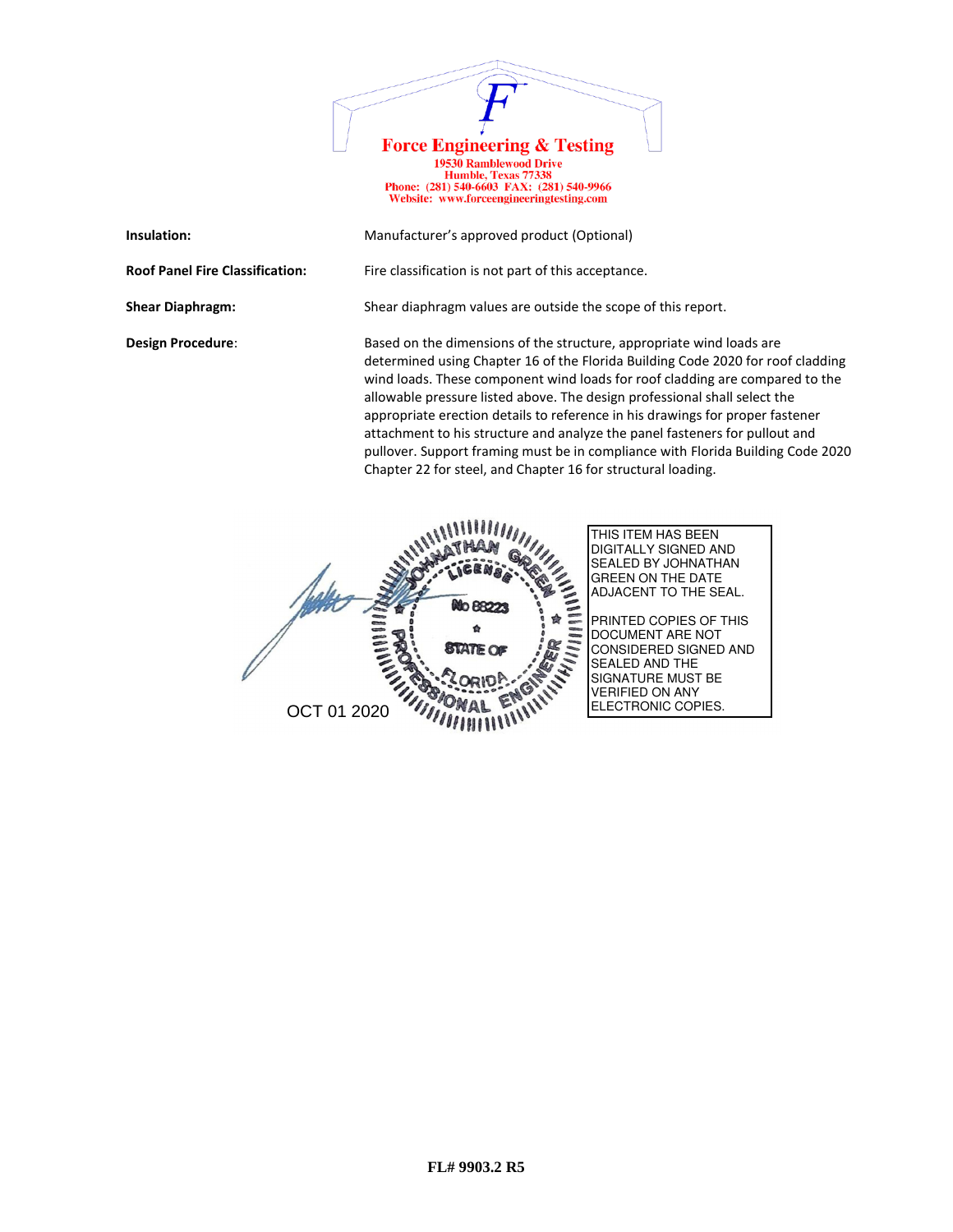**Force Engineering & Testing**
19530 Ramblewood Drive
Humble, Texas 77338
Phone: (281) 540-6603 FAX: (281) 540-9966
Website: www.forceengineeringtesting.com

| | |
|---|---|
| **Insulation:** | Manufacturer's approved product (Optional) |
| **Roof Panel Fire Classification:** | Fire classification is not part of this acceptance. |
| **Shear Diaphragm:** | Shear diaphragm values are outside the scope of this report. |
| **Design Procedure**: | Based on the dimensions of the structure, appropriate wind loads are determined using Chapter 16 of the Florida Building Code 2020 for roof cladding wind loads. These component wind loads for roof cladding are compared to the allowable pressure listed above. The design professional shall select the appropriate erection details to reference in his drawings for proper fastener attachment to his structure and analyze the panel fasteners for pullout and pullover. Support framing must be in compliance with Florida Building Code 2020 Chapter 22 for steel, and Chapter 16 for structural loading. |

JOHNATHAN GREEN
LICENSE
No 88223
STATE OF FLORIDA
PROFESSIONAL ENGINEER

OCT 01 2020

THIS ITEM HAS BEEN DIGITALLY SIGNED AND SEALED BY JOHNATHAN GREEN ON THE DATE ADJACENT TO THE SEAL.

PRINTED COPIES OF THIS DOCUMENT ARE NOT CONSIDERED SIGNED AND SEALED AND THE SIGNATURE MUST BE VERIFIED ON ANY ELECTRONIC COPIES.

**FL# 9903.2 R5**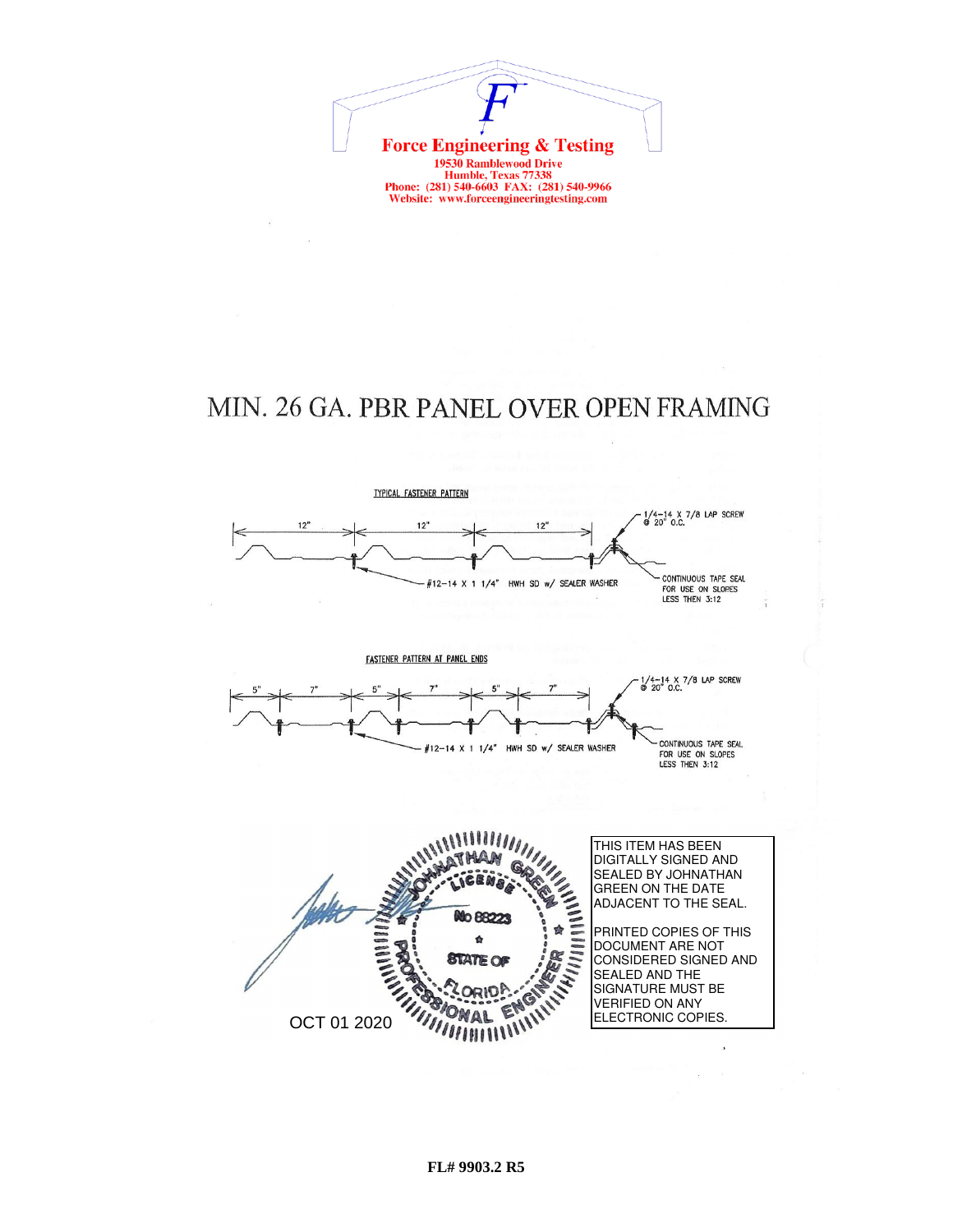Force Engineering & Testing
19530 Ramblewood Drive
Humble, Texas 77338
Phone: (281) 540-6603 FAX: (281) 540-9966
Website: www.forceengineeringtesting.com

# MIN. 26 GA. PBR PANEL OVER OPEN FRAMING

TYPICAL FASTENER PATTERN

12"
12"
12"
1/4-14 X 7/8 LAP SCREW @ 20" O.C.
#12-14 X 1 1/4" HWH SD w/ SEALER WASHER
CONTINUOUS TAPE SEAL FOR USE ON SLOPES LESS THEN 3:12

FASTENER PATTERN AT PANEL ENDS

5"
7"
5"
7"
5"
7"
1/4-14 X 7/8 LAP SCREW @ 20" O.C.
#12-14 X 1 1/4" HWH SD w/ SEALER WASHER
CONTINUOUS TAPE SEAL FOR USE ON SLOPES LESS THEN 3:12

JOHNATHAN GREEN
LICENSE
No 88223
STATE OF
FLORIDA
PROFESSIONAL ENGINEER

OCT 01 2020

THIS ITEM HAS BEEN DIGITALLY SIGNED AND SEALED BY JOHNATHAN GREEN ON THE DATE ADJACENT TO THE SEAL.

PRINTED COPIES OF THIS DOCUMENT ARE NOT CONSIDERED SIGNED AND SEALED AND THE SIGNATURE MUST BE VERIFIED ON ANY ELECTRONIC COPIES.

FL# 9903.2 R5